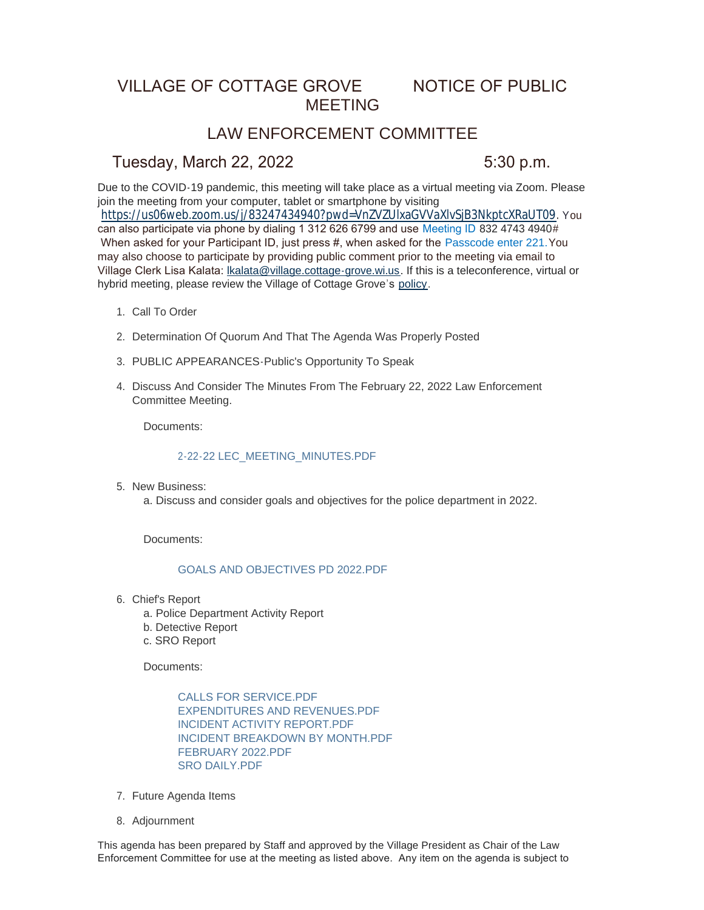# VILLAGE OF COTTAGE GROVE NOTICE OF PUBLIC MEETING

## LAW ENFORCEMENT COMMITTEE

## Tuesday, March 22, 2022 5:30 p.m.

Due to the COVID-19 pandemic, this meeting will take place as a virtual meeting via Zoom. Please join the meeting from your computer, tablet or smartphone by visiting https://us06web.zoom.us/j/83247434940?pwd=VnZVZUlxaGVVaXlvSjB3NkptcXRaUT09. You can also participate via phone by dialing 1 312 626 6799 and use Meeting ID 832 4743 4940# When asked for your Participant ID, just press #, when asked for the Passcode enter 221. You may also choose to participate by providing public comment prior to the meeting via email to Village Clerk Lisa Kalata: lkalata@village.cottage-grove.wi.us. If this is a teleconference, virtual or hybrid meeting, please review the Village of Cottage Grove's policy.

1. Call To Order
2. Determination Of Quorum And That The Agenda Was Properly Posted
3. PUBLIC APPEARANCES-Public's Opportunity To Speak
4. Discuss And Consider The Minutes From The February 22, 2022 Law Enforcement Committee Meeting.

   Documents:

   2-22-22 LEC_MEETING_MINUTES.PDF

5. New Business:
   a. Discuss and consider goals and objectives for the police department in 2022.

   Documents:

   GOALS AND OBJECTIVES PD 2022.PDF

6. Chief's Report
   a. Police Department Activity Report
   b. Detective Report
   c. SRO Report

   Documents:

   CALLS FOR SERVICE.PDF
   EXPENDITURES AND REVENUES.PDF
   INCIDENT ACTIVITY REPORT.PDF
   INCIDENT BREAKDOWN BY MONTH.PDF
   FEBRUARY 2022.PDF
   SRO DAILY.PDF

7. Future Agenda Items
8. Adjournment

This agenda has been prepared by Staff and approved by the Village President as Chair of the Law Enforcement Committee for use at the meeting as listed above. Any item on the agenda is subject to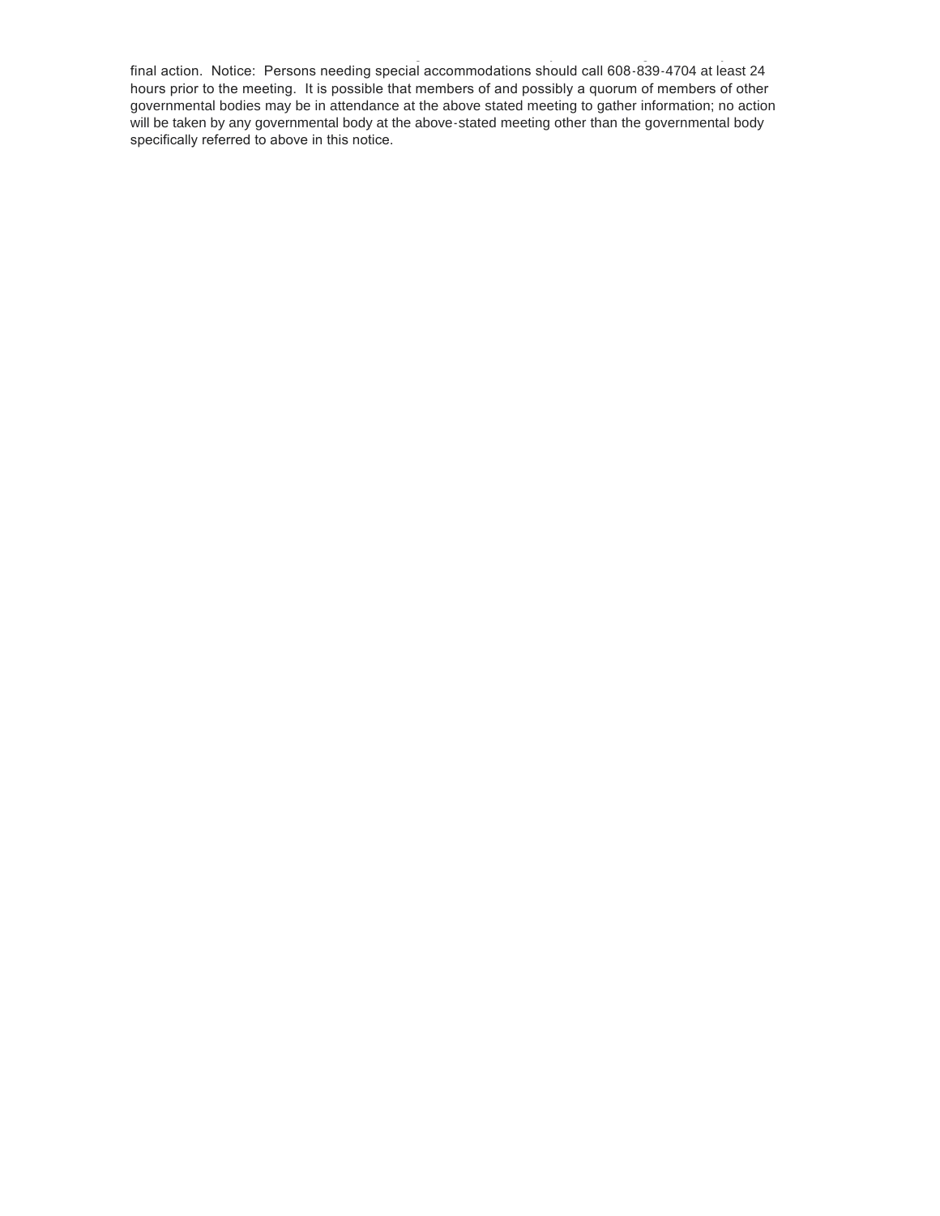final action. Notice: Persons needing special accommodations should call 608-839-4704 at least 24 hours prior to the meeting. It is possible that members of and possibly a quorum of members of other governmental bodies may be in attendance at the above stated meeting to gather information; no action will be taken by any governmental body at the above-stated meeting other than the governmental body specifically referred to above in this notice.